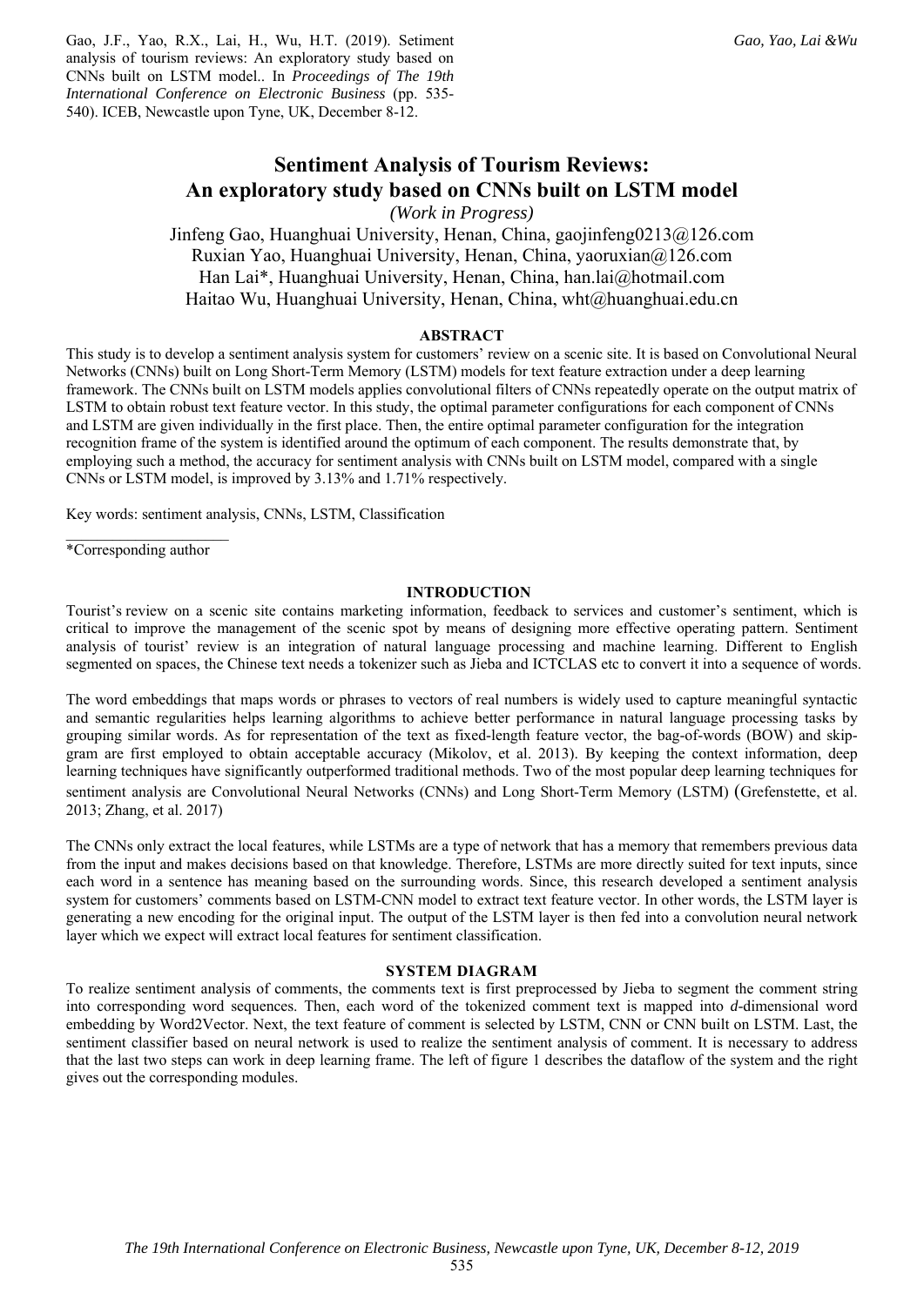Gao, J.F., Yao, R.X., Lai, H., Wu, H.T. (2019). Setiment analysis of tourism reviews: An exploratory study based on CNNs built on LSTM model.. In *Proceedings of The 19th International Conference on Electronic Business* (pp. 535-540). ICEB, Newcastle upon Tyne, UK, December 8-12.

# Sentiment Analysis of Tourism Reviews: An exploratory study based on CNNs built on LSTM model

*(Work in Progress)*

Jinfeng Gao, Huanghuai University, Henan, China, gaojinfeng0213@126.com
Ruxian Yao, Huanghuai University, Henan, China, yaoruxian@126.com
Han Lai*, Huanghuai University, Henan, China, han.lai@hotmail.com
Haitao Wu, Huanghuai University, Henan, China, wht@huanghuai.edu.cn

## ABSTRACT

This study is to develop a sentiment analysis system for customers' review on a scenic site. It is based on Convolutional Neural Networks (CNNs) built on Long Short-Term Memory (LSTM) models for text feature extraction under a deep learning framework. The CNNs built on LSTM models applies convolutional filters of CNNs repeatedly operate on the output matrix of LSTM to obtain robust text feature vector. In this study, the optimal parameter configurations for each component of CNNs and LSTM are given individually in the first place. Then, the entire optimal parameter configuration for the integration recognition frame of the system is identified around the optimum of each component. The results demonstrate that, by employing such a method, the accuracy for sentiment analysis with CNNs built on LSTM model, compared with a single CNNs or LSTM model, is improved by 3.13% and 1.71% respectively.

Key words: sentiment analysis, CNNs, LSTM, Classification

*Corresponding author

## INTRODUCTION

Tourist's review on a scenic site contains marketing information, feedback to services and customer's sentiment, which is critical to improve the management of the scenic spot by means of designing more effective operating pattern. Sentiment analysis of tourist' review is an integration of natural language processing and machine learning. Different to English segmented on spaces, the Chinese text needs a tokenizer such as Jieba and ICTCLAS etc to convert it into a sequence of words.

The word embeddings that maps words or phrases to vectors of real numbers is widely used to capture meaningful syntactic and semantic regularities helps learning algorithms to achieve better performance in natural language processing tasks by grouping similar words. As for representation of the text as fixed-length feature vector, the bag-of-words (BOW) and skip-gram are first employed to obtain acceptable accuracy (Mikolov, et al. 2013). By keeping the context information, deep learning techniques have significantly outperformed traditional methods. Two of the most popular deep learning techniques for sentiment analysis are Convolutional Neural Networks (CNNs) and Long Short-Term Memory (LSTM) (Grefenstette, et al. 2013; Zhang, et al. 2017)

The CNNs only extract the local features, while LSTMs are a type of network that has a memory that remembers previous data from the input and makes decisions based on that knowledge. Therefore, LSTMs are more directly suited for text inputs, since each word in a sentence has meaning based on the surrounding words. Since, this research developed a sentiment analysis system for customers' comments based on LSTM-CNN model to extract text feature vector. In other words, the LSTM layer is generating a new encoding for the original input. The output of the LSTM layer is then fed into a convolution neural network layer which we expect will extract local features for sentiment classification.

## SYSTEM DIAGRAM

To realize sentiment analysis of comments, the comments text is first preprocessed by Jieba to segment the comment string into corresponding word sequences. Then, each word of the tokenized comment text is mapped into *d*-dimensional word embedding by Word2Vector. Next, the text feature of comment is selected by LSTM, CNN or CNN built on LSTM. Last, the sentiment classifier based on neural network is used to realize the sentiment analysis of comment. It is necessary to address that the last two steps can work in deep learning frame. The left of figure 1 describes the dataflow of the system and the right gives out the corresponding modules.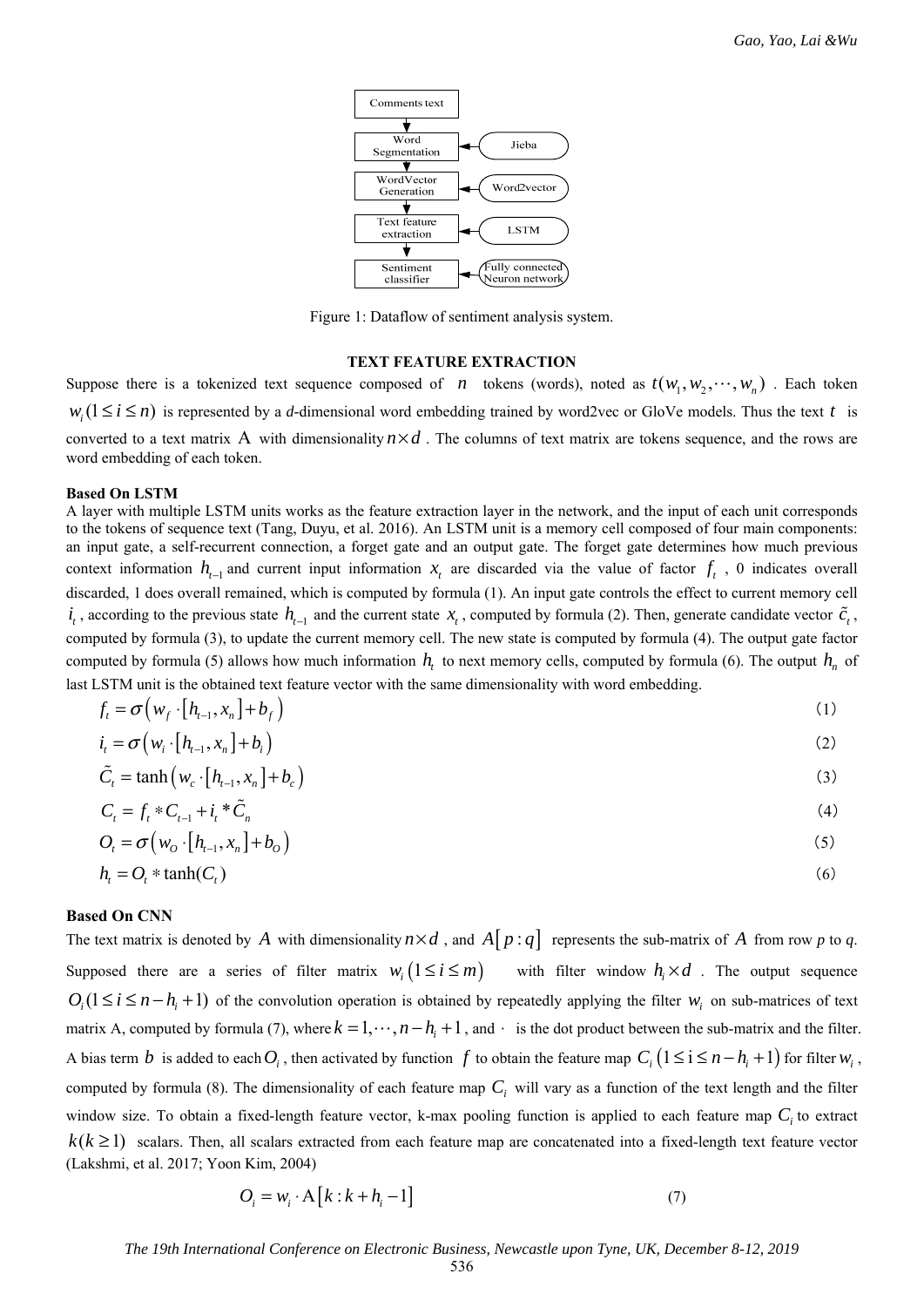Figure 1: Dataflow of sentiment analysis system.

## TEXT FEATURE EXTRACTION

Suppose there is a tokenized text sequence composed of $n$ tokens (words), noted as $t(w_1, w_2, \cdots, w_n)$. Each token $w_i (1 \le i \le n)$ is represented by a *d*-dimensional word embedding trained by word2vec or GloVe models. Thus the text $t$ is converted to a text matrix $\mathrm{A}$ with dimensionality $n \times d$. The columns of text matrix are tokens sequence, and the rows are word embedding of each token.

### Based On LSTM

A layer with multiple LSTM units works as the feature extraction layer in the network, and the input of each unit corresponds to the tokens of sequence text (Tang, Duyu, et al. 2016). An LSTM unit is a memory cell composed of four main components: an input gate, a self-recurrent connection, a forget gate and an output gate. The forget gate determines how much previous context information $h_{t-1}$ and current input information $x_t$ are discarded via the value of factor $f_t$, 0 indicates overall discarded, 1 does overall remained, which is computed by formula (1). An input gate controls the effect to current memory cell $i_t$, according to the previous state $h_{t-1}$ and the current state $x_t$, computed by formula (2). Then, generate candidate vector $\tilde{c}_t$, computed by formula (3), to update the current memory cell. The new state is computed by formula (4). The output gate factor computed by formula (5) allows how much information $h_t$ to next memory cells, computed by formula (6). The output $h_n$ of last LSTM unit is the obtained text feature vector with the same dimensionality with word embedding.

$$f_t = \sigma\left(w_f \cdot \left[h_{t-1}, x_n\right] + b_f\right) \tag{1}$$

$$i_t = \sigma\left(w_i \cdot \left[h_{t-1}, x_n\right] + b_i\right) \tag{2}$$

$$\tilde{C}_t = \tanh\left(w_c \cdot \left[h_{t-1}, x_n\right] + b_c\right) \tag{3}$$

$$C_t = f_t * C_{t-1} + i_t * \tilde{C}_n \tag{4}$$

$$O_t = \sigma\left(w_O \cdot \left[h_{t-1}, x_n\right] + b_O\right) \tag{5}$$

$$h_t = O_t * \tanh(C_t) \tag{6}$$

### Based On CNN

The text matrix is denoted by $A$ with dimensionality $n \times d$, and $A[p:q]$ represents the sub-matrix of $A$ from row *p* to *q*. Supposed there are a series of filter matrix $w_i \left(1 \le i \le m\right)$ with filter window $h_i \times d$. The output sequence $O_i (1 \le i \le n - h_i + 1)$ of the convolution operation is obtained by repeatedly applying the filter $w_i$ on sub-matrices of text matrix A, computed by formula (7), where $k = 1, \cdots, n - h_i + 1$, and $\cdot$ is the dot product between the sub-matrix and the filter. A bias term $b$ is added to each $O_i$, then activated by function $f$ to obtain the feature map $C_i \left(1 \le \mathrm{i} \le n - h_i + 1\right)$ for filter $w_i$, computed by formula (8). The dimensionality of each feature map $C_i$ will vary as a function of the text length and the filter window size. To obtain a fixed-length feature vector, k-max pooling function is applied to each feature map $C_i$ to extract $k (k \ge 1)$ scalars. Then, all scalars extracted from each feature map are concatenated into a fixed-length text feature vector (Lakshmi, et al. 2017; Yoon Kim, 2004)

$$O_i = w_i \cdot \mathrm{A}\left[k : k + h_i - 1\right] \tag{7}$$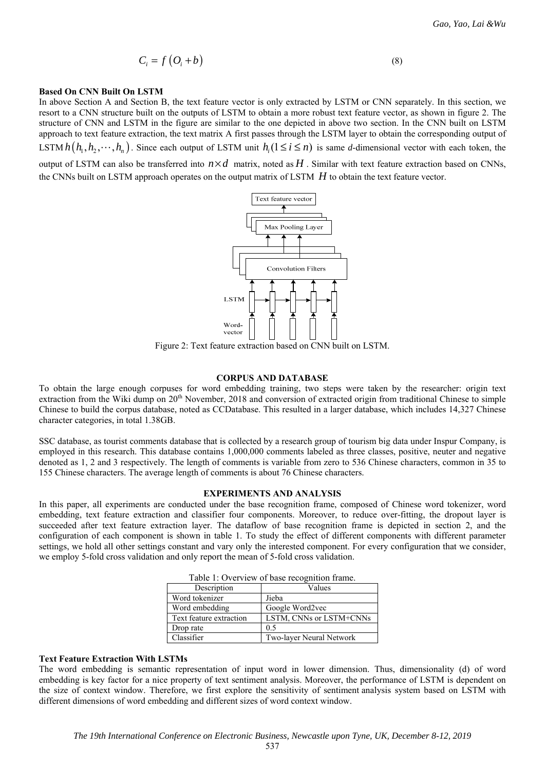$$C_i = f\left(O_i + b\right) \tag{8}$$

**Based On CNN Built On LSTM**

In above Section A and Section B, the text feature vector is only extracted by LSTM or CNN separately. In this section, we resort to a CNN structure built on the outputs of LSTM to obtain a more robust text feature vector, as shown in figure 2. The structure of CNN and LSTM in the figure are similar to the one depicted in above two section. In the CNN built on LSTM approach to text feature extraction, the text matrix A first passes through the LSTM layer to obtain the corresponding output of LSTM $h\left(h_1, h_2, \cdots, h_n\right)$. Since each output of LSTM unit $h_i (1 \le i \le n)$ is same *d*-dimensional vector with each token, the output of LSTM can also be transferred into $n \times d$ matrix, noted as $H$. Similar with text feature extraction based on CNNs, the CNNs built on LSTM approach operates on the output matrix of LSTM $H$ to obtain the text feature vector.

Figure 2: Text feature extraction based on CNN built on LSTM.

## CORPUS AND DATABASE

To obtain the large enough corpuses for word embedding training, two steps were taken by the researcher: origin text extraction from the Wiki dump on 20th November, 2018 and conversion of extracted origin from traditional Chinese to simple Chinese to build the corpus database, noted as CCDatabase. This resulted in a larger database, which includes 14,327 Chinese character categories, in total 1.38GB.

SSC database, as tourist comments database that is collected by a research group of tourism big data under Inspur Company, is employed in this research. This database contains 1,000,000 comments labeled as three classes, positive, neuter and negative denoted as 1, 2 and 3 respectively. The length of comments is variable from zero to 536 Chinese characters, common in 35 to 155 Chinese characters. The average length of comments is about 76 Chinese characters.

## EXPERIMENTS AND ANALYSIS

In this paper, all experiments are conducted under the base recognition frame, composed of Chinese word tokenizer, word embedding, text feature extraction and classifier four components. Moreover, to reduce over-fitting, the dropout layer is succeeded after text feature extraction layer. The dataflow of base recognition frame is depicted in section 2, and the configuration of each component is shown in table 1. To study the effect of different components with different parameter settings, we hold all other settings constant and vary only the interested component. For every configuration that we consider, we employ 5-fold cross validation and only report the mean of 5-fold cross validation.

Table 1: Overview of base recognition frame.

| Description | Values |
|---|---|
| Word tokenizer | Jieba |
| Word embedding | Google Word2vec |
| Text feature extraction | LSTM, CNNs or LSTM+CNNs |
| Drop rate | 0.5 |
| Classifier | Two-layer Neural Network |

**Text Feature Extraction With LSTMs**

The word embedding is semantic representation of input word in lower dimension. Thus, dimensionality (d) of word embedding is key factor for a nice property of text sentiment analysis. Moreover, the performance of LSTM is dependent on the size of context window. Therefore, we first explore the sensitivity of sentiment analysis system based on LSTM with different dimensions of word embedding and different sizes of word context window.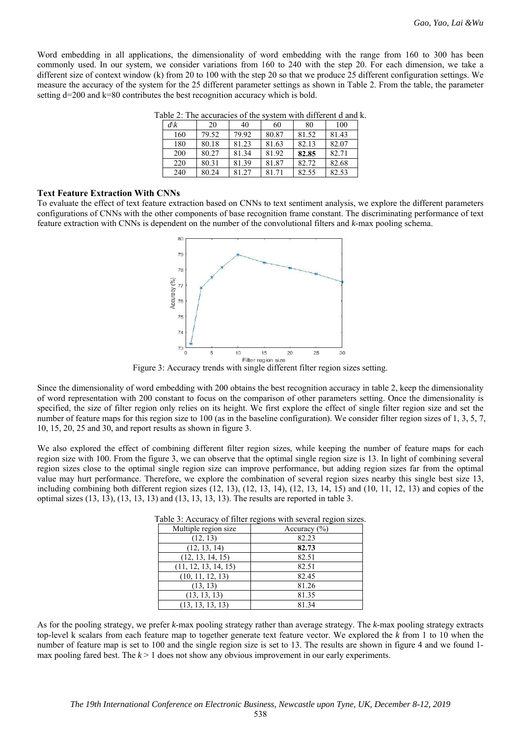Word embedding in all applications, the dimensionality of word embedding with the range from 160 to 300 has been commonly used. In our system, we consider variations from 160 to 240 with the step 20. For each dimension, we take a different size of context window (k) from 20 to 100 with the step 20 so that we produce 25 different configuration settings. We measure the accuracy of the system for the 25 different parameter settings as shown in Table 2. From the table, the parameter setting d=200 and k=80 contributes the best recognition accuracy which is bold.

Table 2: The accuracies of the system with different d and k.

| *d*\*k* | 20 | 40 | 60 | 80 | 100 |
|---|---|---|---|---|---|
| 160 | 79.52 | 79.92 | 80.87 | 81.52 | 81.43 |
| 180 | 80.18 | 81.23 | 81.63 | 82.13 | 82.07 |
| 200 | 80.27 | 81.34 | 81.92 | **82.85** | 82.71 |
| 220 | 80.31 | 81.39 | 81.87 | 82.72 | 82.68 |
| 240 | 80.24 | 81.27 | 81.71 | 82.55 | 82.53 |

### Text Feature Extraction With CNNs

To evaluate the effect of text feature extraction based on CNNs to text sentiment analysis, we explore the different parameters configurations of CNNs with the other components of base recognition frame constant. The discriminating performance of text feature extraction with CNNs is dependent on the number of the convolutional filters and *k*-max pooling schema.

Figure 3: Accuracy trends with single different filter region sizes setting.

Since the dimensionality of word embedding with 200 obtains the best recognition accuracy in table 2, keep the dimensionality of word representation with 200 constant to focus on the comparison of other parameters setting. Once the dimensionality is specified, the size of filter region only relies on its height. We first explore the effect of single filter region size and set the number of feature maps for this region size to 100 (as in the baseline configuration). We consider filter region sizes of 1, 3, 5, 7, 10, 15, 20, 25 and 30, and report results as shown in figure 3.

We also explored the effect of combining different filter region sizes, while keeping the number of feature maps for each region size with 100. From the figure 3, we can observe that the optimal single region size is 13. In light of combining several region sizes close to the optimal single region size can improve performance, but adding region sizes far from the optimal value may hurt performance. Therefore, we explore the combination of several region sizes nearby this single best size 13, including combining both different region sizes (12, 13), (12, 13, 14), (12, 13, 14, 15) and (10, 11, 12, 13) and copies of the optimal sizes (13, 13), (13, 13, 13) and (13, 13, 13, 13). The results are reported in table 3.

Table 3: Accuracy of filter regions with several region sizes.

| Multiple region size | Accuracy (%) |
|---|---|
| (12, 13) | 82.23 |
| (12, 13, 14) | **82.73** |
| (12, 13, 14, 15) | 82.51 |
| (11, 12, 13, 14, 15) | 82.51 |
| (10, 11, 12, 13) | 82.45 |
| (13, 13) | 81.26 |
| (13, 13, 13) | 81.35 |
| (13, 13, 13, 13) | 81.34 |

As for the pooling strategy, we prefer *k*-max pooling strategy rather than average strategy. The *k*-max pooling strategy extracts top-level k scalars from each feature map to together generate text feature vector. We explored the *k* from 1 to 10 when the number of feature map is set to 100 and the single region size is set to 13. The results are shown in figure 4 and we found 1-max pooling fared best. The $k > 1$ does not show any obvious improvement in our early experiments.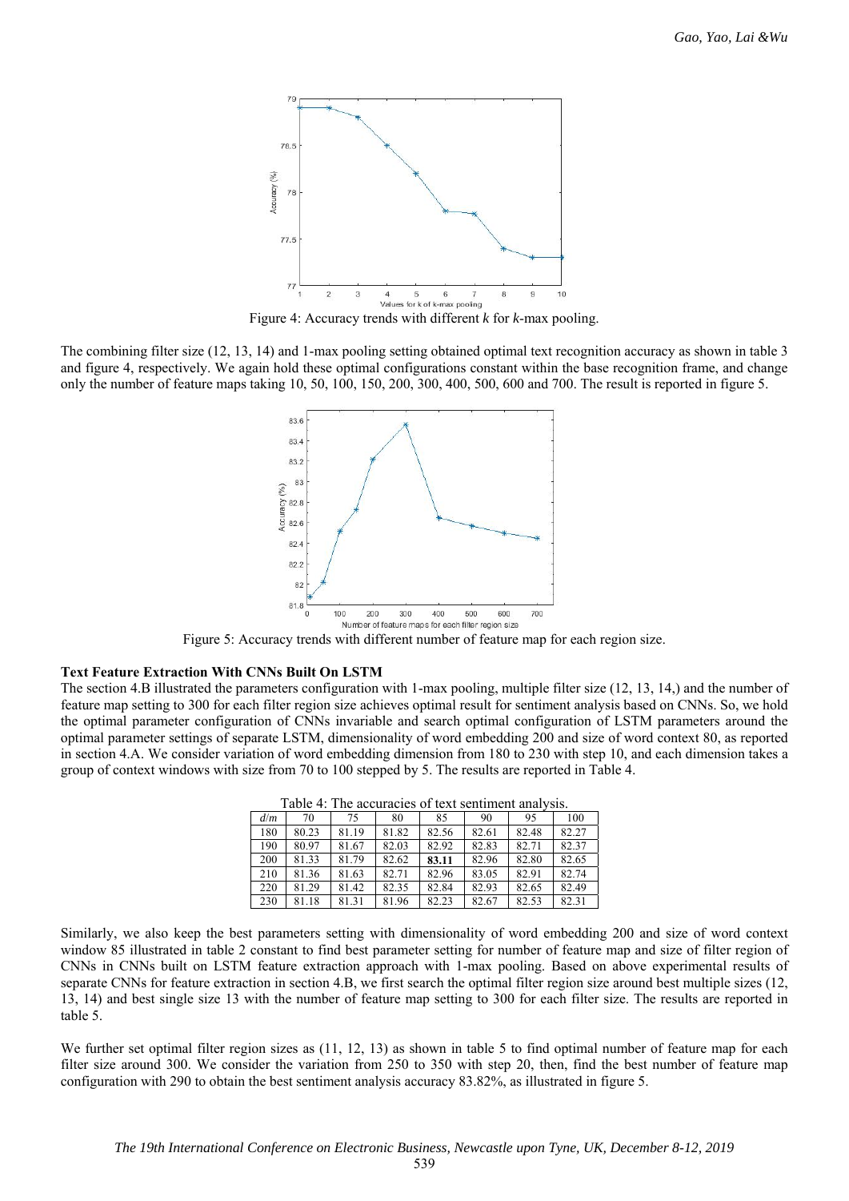Figure 4: Accuracy trends with different *k* for *k*-max pooling.

The combining filter size (12, 13, 14) and 1-max pooling setting obtained optimal text recognition accuracy as shown in table 3 and figure 4, respectively. We again hold these optimal configurations constant within the base recognition frame, and change only the number of feature maps taking 10, 50, 100, 150, 200, 300, 400, 500, 600 and 700. The result is reported in figure 5.

Figure 5: Accuracy trends with different number of feature map for each region size.

**Text Feature Extraction With CNNs Built On LSTM**

The section 4.B illustrated the parameters configuration with 1-max pooling, multiple filter size (12, 13, 14,) and the number of feature map setting to 300 for each filter region size achieves optimal result for sentiment analysis based on CNNs. So, we hold the optimal parameter configuration of CNNs invariable and search optimal configuration of LSTM parameters around the optimal parameter settings of separate LSTM, dimensionality of word embedding 200 and size of word context 80, as reported in section 4.A. We consider variation of word embedding dimension from 180 to 230 with step 10, and each dimension takes a group of context windows with size from 70 to 100 stepped by 5. The results are reported in Table 4.

Table 4: The accuracies of text sentiment analysis.

| *d/m* | 70 | 75 | 80 | 85 | 90 | 95 | 100 |
|---|---|---|---|---|---|---|---|
| 180 | 80.23 | 81.19 | 81.82 | 82.56 | 82.61 | 82.48 | 82.27 |
| 190 | 80.97 | 81.67 | 82.03 | 82.92 | 82.83 | 82.71 | 82.37 |
| 200 | 81.33 | 81.79 | 82.62 | **83.11** | 82.96 | 82.80 | 82.65 |
| 210 | 81.36 | 81.63 | 82.71 | 82.96 | 83.05 | 82.91 | 82.74 |
| 220 | 81.29 | 81.42 | 82.35 | 82.84 | 82.93 | 82.65 | 82.49 |
| 230 | 81.18 | 81.31 | 81.96 | 82.23 | 82.67 | 82.53 | 82.31 |

Similarly, we also keep the best parameters setting with dimensionality of word embedding 200 and size of word context window 85 illustrated in table 2 constant to find best parameter setting for number of feature map and size of filter region of CNNs in CNNs built on LSTM feature extraction approach with 1-max pooling. Based on above experimental results of separate CNNs for feature extraction in section 4.B, we first search the optimal filter region size around best multiple sizes (12, 13, 14) and best single size 13 with the number of feature map setting to 300 for each filter size. The results are reported in table 5.

We further set optimal filter region sizes as (11, 12, 13) as shown in table 5 to find optimal number of feature map for each filter size around 300. We consider the variation from 250 to 350 with step 20, then, find the best number of feature map configuration with 290 to obtain the best sentiment analysis accuracy 83.82%, as illustrated in figure 5.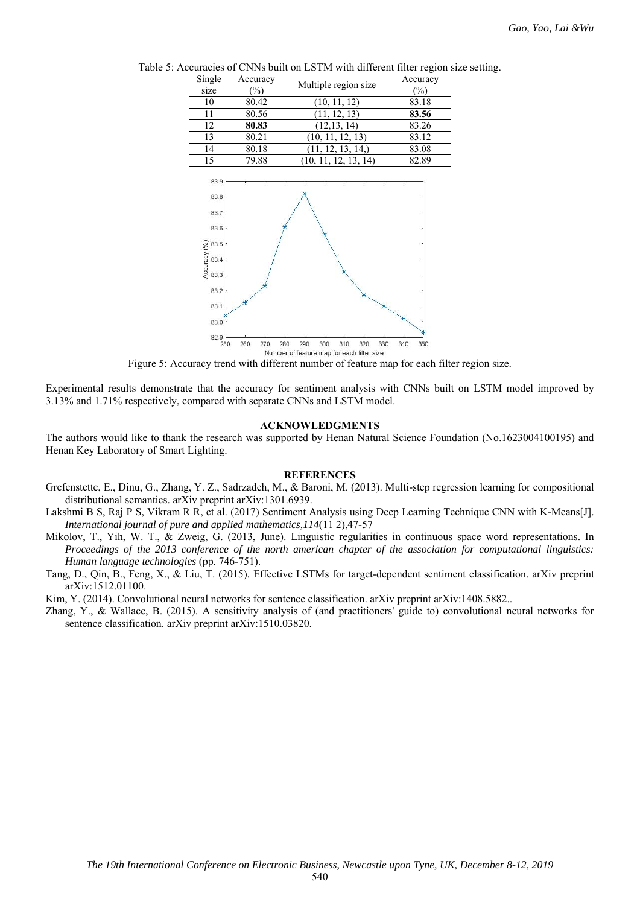Table 5: Accuracies of CNNs built on LSTM with different filter region size setting.

| Single size | Accuracy (%) | Multiple region size | Accuracy (%) |
|---|---|---|---|
| 10 | 80.42 | (10, 11, 12) | 83.18 |
| 11 | 80.56 | (11, 12, 13) | **83.56** |
| 12 | **80.83** | (12,13, 14) | 83.26 |
| 13 | 80.21 | (10, 11, 12, 13) | 83.12 |
| 14 | 80.18 | (11, 12, 13, 14,) | 83.08 |
| 15 | 79.88 | (10, 11, 12, 13, 14) | 82.89 |

Accuracy (%)

83.9
83.8
83.7
83.6
83.5
83.4
83.3
83.2
83.1
83.0
82.9

250 260 270 280 290 300 310 320 330 340 350

Number of feature map for each filter size

Figure 5: Accuracy trend with different number of feature map for each filter region size.

Experimental results demonstrate that the accuracy for sentiment analysis with CNNs built on LSTM model improved by 3.13% and 1.71% respectively, compared with separate CNNs and LSTM model.

## ACKNOWLEDGMENTS

The authors would like to thank the research was supported by Henan Natural Science Foundation (No.1623004100195) and Henan Key Laboratory of Smart Lighting.

## REFERENCES

Grefenstette, E., Dinu, G., Zhang, Y. Z., Sadrzadeh, M., & Baroni, M. (2013). Multi-step regression learning for compositional distributional semantics. arXiv preprint arXiv:1301.6939.

Lakshmi B S, Raj P S, Vikram R R, et al. (2017) Sentiment Analysis using Deep Learning Technique CNN with K-Means[J]. *International journal of pure and applied mathematics,114*(11 2),47-57

Mikolov, T., Yih, W. T., & Zweig, G. (2013, June). Linguistic regularities in continuous space word representations. In *Proceedings of the 2013 conference of the north american chapter of the association for computational linguistics: Human language technologies* (pp. 746-751).

Tang, D., Qin, B., Feng, X., & Liu, T. (2015). Effective LSTMs for target-dependent sentiment classification. arXiv preprint arXiv:1512.01100.

Kim, Y. (2014). Convolutional neural networks for sentence classification. arXiv preprint arXiv:1408.5882..

Zhang, Y., & Wallace, B. (2015). A sensitivity analysis of (and practitioners' guide to) convolutional neural networks for sentence classification. arXiv preprint arXiv:1510.03820.